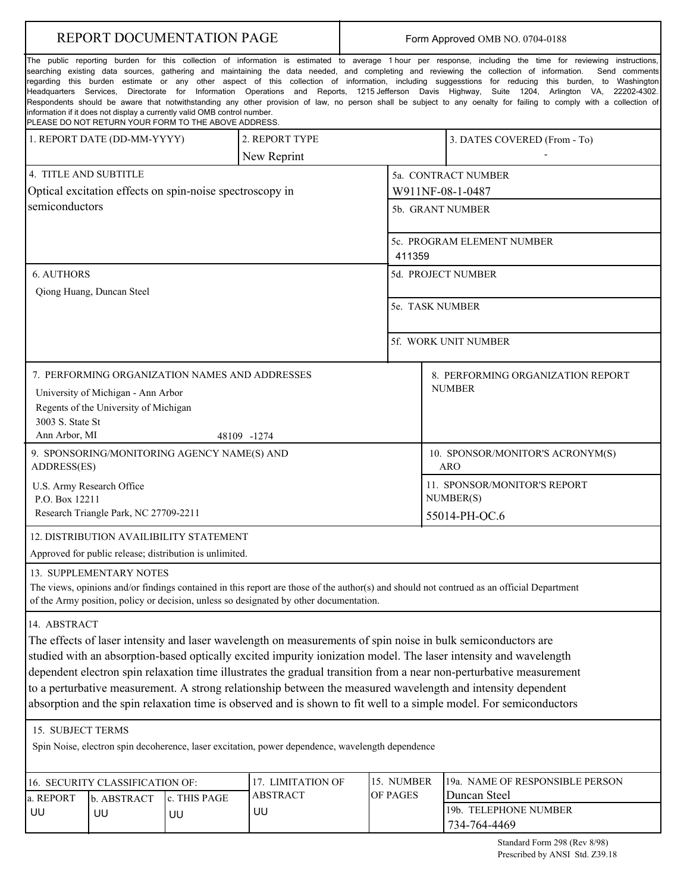# REPORT DOCUMENTATION PAGE

Form Approved OMB NO. 0704-0188

The public reporting burden for this collection of information is estimated to average 1 hour per response, including the time for reviewing instructions, searching existing data sources, gathering and maintaining the data needed, and completing and reviewing the collection of information. Send comments regarding this burden estimate or any other aspect of this collection of information, including suggesstions for reducing this burden, to Washington Headquarters Services, Directorate for Information Operations and Reports, 1215 Jefferson Davis Highway, Suite 1204, Arlington VA, 22202-4302. Respondents should be aware that notwithstanding any other provision of law, no person shall be subject to any oenalty for failing to comply with a collection of information if it does not display a currently valid OMB control number.
PLEASE DO NOT RETURN YOUR FORM TO THE ABOVE ADDRESS.

| 1. REPORT DATE (DD-MM-YYYY) | 2. REPORT TYPE | 3. DATES COVERED (From - To) |
|---|---|---|
| | New Reprint | - |

**4. TITLE AND SUBTITLE**
Optical excitation effects on spin-noise spectroscopy in semiconductors

**5a. CONTRACT NUMBER**
W911NF-08-1-0487

**5b. GRANT NUMBER**

**5c. PROGRAM ELEMENT NUMBER**
411359

**6. AUTHORS**
Qiong Huang, Duncan Steel

**5d. PROJECT NUMBER**

**5e. TASK NUMBER**

**5f. WORK UNIT NUMBER**

**7. PERFORMING ORGANIZATION NAMES AND ADDRESSES**
University of Michigan - Ann Arbor
Regents of the University of Michigan
3003 S. State St
Ann Arbor, MI 48109 -1274

**8. PERFORMING ORGANIZATION REPORT NUMBER**

**9. SPONSORING/MONITORING AGENCY NAME(S) AND ADDRESS(ES)**
U.S. Army Research Office
P.O. Box 12211
Research Triangle Park, NC 27709-2211

**10. SPONSOR/MONITOR'S ACRONYM(S)**
ARO

**11. SPONSOR/MONITOR'S REPORT NUMBER(S)**
55014-PH-OC.6

**12. DISTRIBUTION AVAILIBILITY STATEMENT**
Approved for public release; distribution is unlimited.

**13. SUPPLEMENTARY NOTES**
The views, opinions and/or findings contained in this report are those of the author(s) and should not contrued as an official Department of the Army position, policy or decision, unless so designated by other documentation.

**14. ABSTRACT**
The effects of laser intensity and laser wavelength on measurements of spin noise in bulk semiconductors are studied with an absorption-based optically excited impurity ionization model. The laser intensity and wavelength dependent electron spin relaxation time illustrates the gradual transition from a near non-perturbative measurement to a perturbative measurement. A strong relationship between the measured wavelength and intensity dependent absorption and the spin relaxation time is observed and is shown to fit well to a simple model. For semiconductors

**15. SUBJECT TERMS**
Spin Noise, electron spin decoherence, laser excitation, power dependence, wavelength dependence

| 16. SECURITY CLASSIFICATION OF: | | | 17. LIMITATION OF ABSTRACT | 15. NUMBER OF PAGES | 19a. NAME OF RESPONSIBLE PERSON |
|---|---|---|---|---|---|
| a. REPORT | b. ABSTRACT | c. THIS PAGE | | | Duncan Steel |
| UU | UU | UU | UU | | 19b. TELEPHONE NUMBER<br>734-764-4469 |

Standard Form 298 (Rev 8/98)
Prescribed by ANSI Std. Z39.18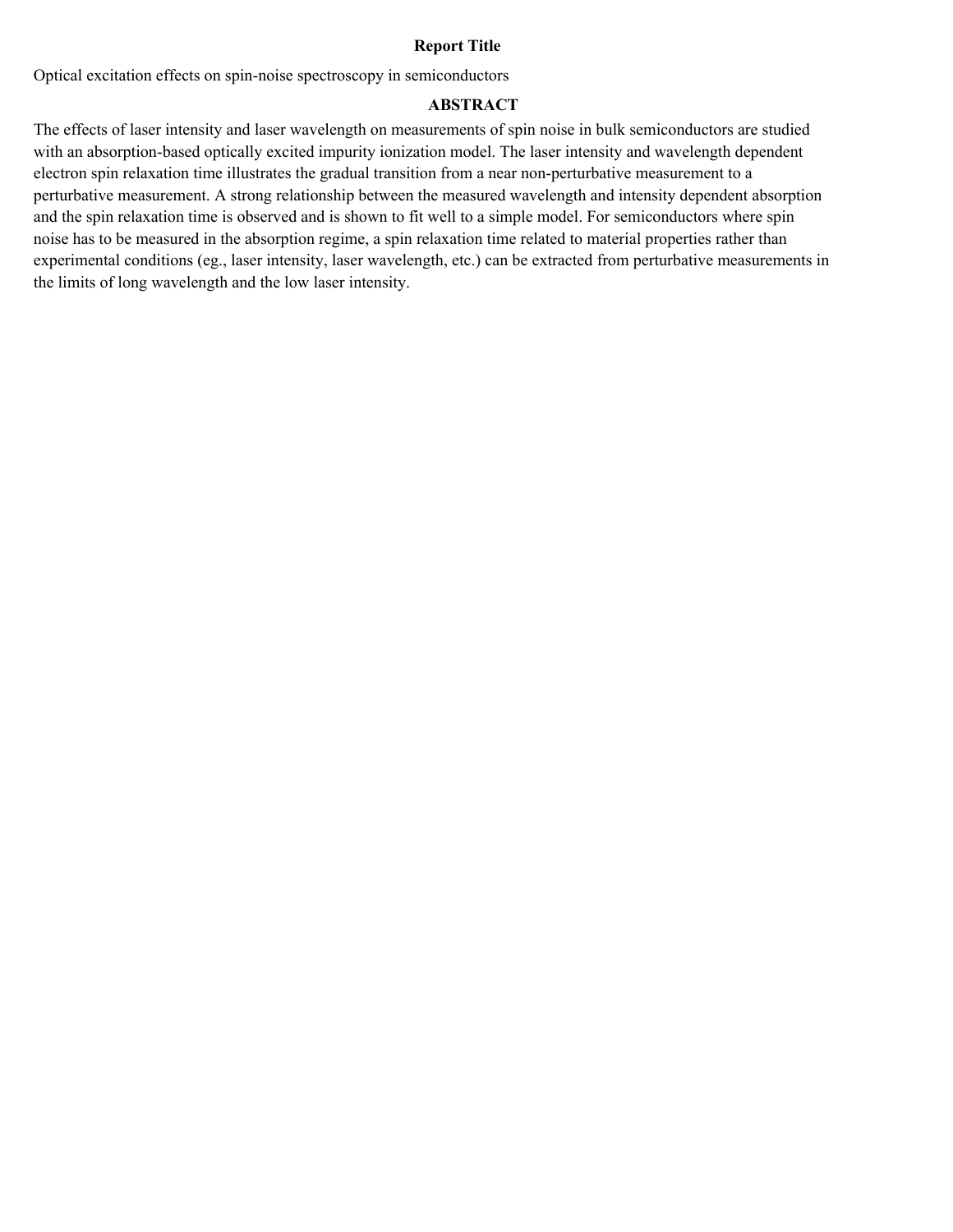**Report Title**

Optical excitation effects on spin-noise spectroscopy in semiconductors

**ABSTRACT**

The effects of laser intensity and laser wavelength on measurements of spin noise in bulk semiconductors are studied with an absorption-based optically excited impurity ionization model. The laser intensity and wavelength dependent electron spin relaxation time illustrates the gradual transition from a near non-perturbative measurement to a perturbative measurement. A strong relationship between the measured wavelength and intensity dependent absorption and the spin relaxation time is observed and is shown to fit well to a simple model. For semiconductors where spin noise has to be measured in the absorption regime, a spin relaxation time related to material properties rather than experimental conditions (eg., laser intensity, laser wavelength, etc.) can be extracted from perturbative measurements in the limits of long wavelength and the low laser intensity.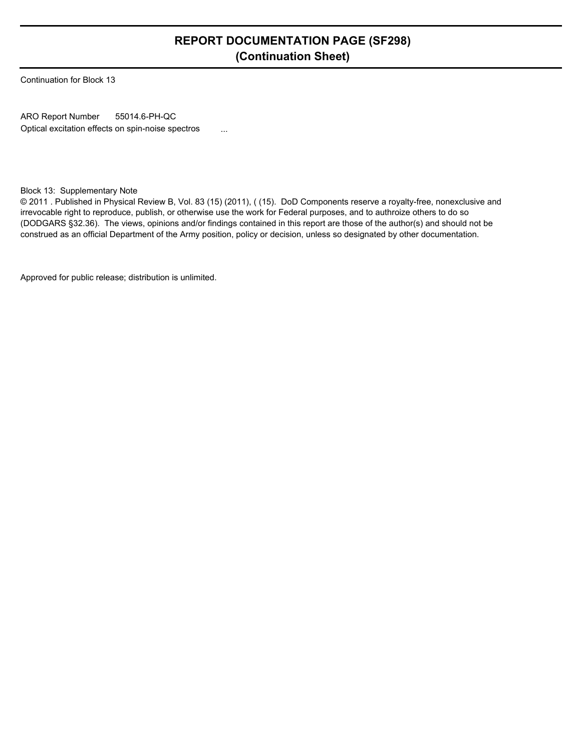# REPORT DOCUMENTATION PAGE (SF298)
## (Continuation Sheet)

Continuation for Block 13

ARO Report Number 55014.6-PH-QC
Optical excitation effects on spin-noise spectros ...

Block 13: Supplementary Note
© 2011 . Published in Physical Review B, Vol. 83 (15) (2011), ( (15). DoD Components reserve a royalty-free, nonexclusive and irrevocable right to reproduce, publish, or otherwise use the work for Federal purposes, and to authroize others to do so (DODGARS §32.36). The views, opinions and/or findings contained in this report are those of the author(s) and should not be construed as an official Department of the Army position, policy or decision, unless so designated by other documentation.

Approved for public release; distribution is unlimited.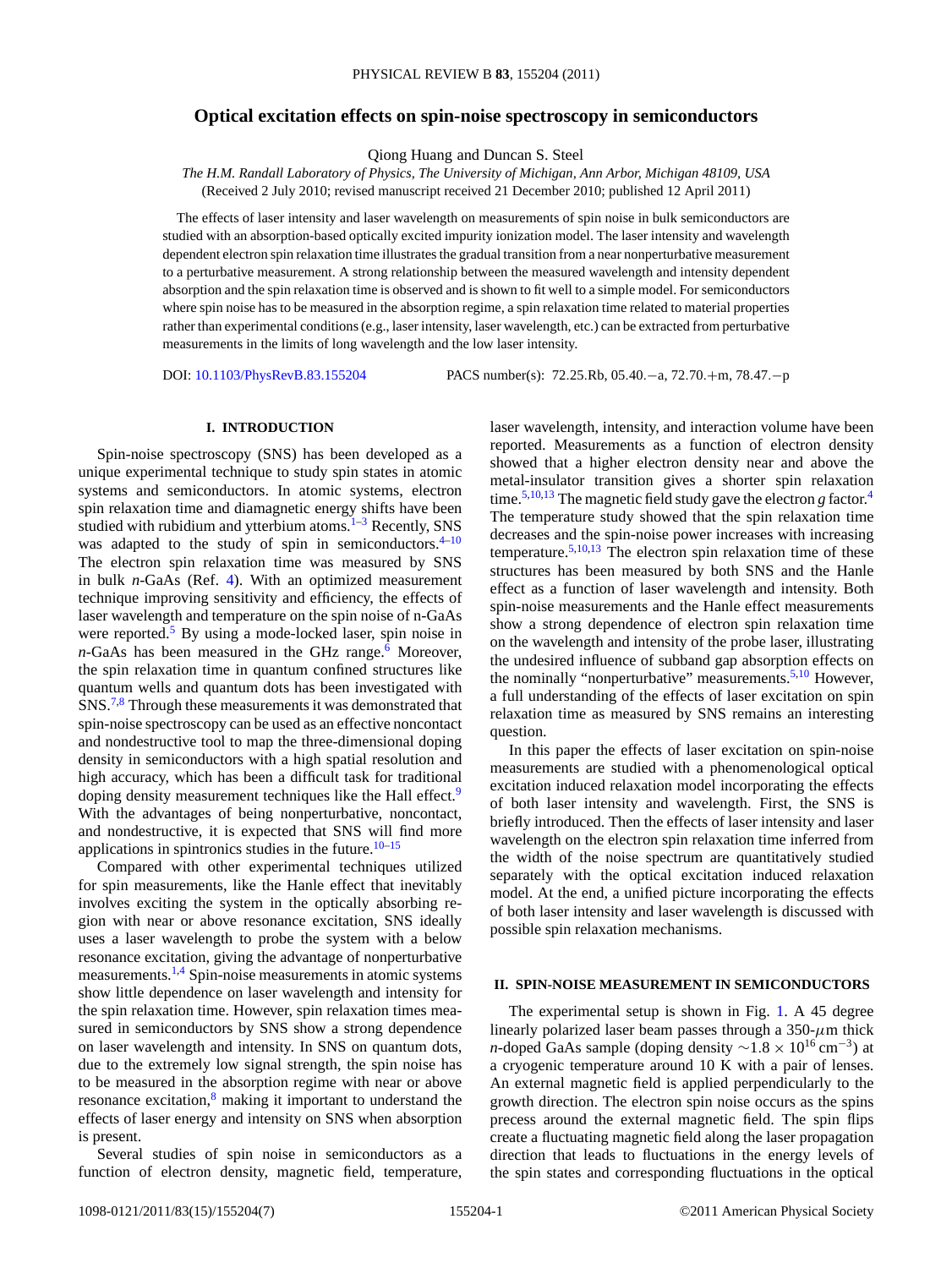# Optical excitation effects on spin-noise spectroscopy in semiconductors

Qiong Huang and Duncan S. Steel

*The H.M. Randall Laboratory of Physics, The University of Michigan, Ann Arbor, Michigan 48109, USA*

(Received 2 July 2010; revised manuscript received 21 December 2010; published 12 April 2011)

The effects of laser intensity and laser wavelength on measurements of spin noise in bulk semiconductors are studied with an absorption-based optically excited impurity ionization model. The laser intensity and wavelength dependent electron spin relaxation time illustrates the gradual transition from a near nonperturbative measurement to a perturbative measurement. A strong relationship between the measured wavelength and intensity dependent absorption and the spin relaxation time is observed and is shown to fit well to a simple model. For semiconductors where spin noise has to be measured in the absorption regime, a spin relaxation time related to material properties rather than experimental conditions (e.g., laser intensity, laser wavelength, etc.) can be extracted from perturbative measurements in the limits of long wavelength and the low laser intensity.

DOI: 10.1103/PhysRevB.83.155204 PACS number(s): 72.25.Rb, 05.40.−a, 72.70.+m, 78.47.−p

## I. INTRODUCTION

Spin-noise spectroscopy (SNS) has been developed as a unique experimental technique to study spin states in atomic systems and semiconductors. In atomic systems, electron spin relaxation time and diamagnetic energy shifts have been studied with rubidium and ytterbium atoms.[1–3] Recently, SNS was adapted to the study of spin in semiconductors.[4–10] The electron spin relaxation time was measured by SNS in bulk *n*-GaAs (Ref. 4). With an optimized measurement technique improving sensitivity and efficiency, the effects of laser wavelength and temperature on the spin noise of n-GaAs were reported.[5] By using a mode-locked laser, spin noise in *n*-GaAs has been measured in the GHz range.[6] Moreover, the spin relaxation time in quantum confined structures like quantum wells and quantum dots has been investigated with SNS.[7,8] Through these measurements it was demonstrated that spin-noise spectroscopy can be used as an effective noncontact and nondestructive tool to map the three-dimensional doping density in semiconductors with a high spatial resolution and high accuracy, which has been a difficult task for traditional doping density measurement techniques like the Hall effect.[9] With the advantages of being nonperturbative, noncontact, and nondestructive, it is expected that SNS will find more applications in spintronics studies in the future.[10–15]

Compared with other experimental techniques utilized for spin measurements, like the Hanle effect that inevitably involves exciting the system in the optically absorbing region with near or above resonance excitation, SNS ideally uses a laser wavelength to probe the system with a below resonance excitation, giving the advantage of nonperturbative measurements.[1,4] Spin-noise measurements in atomic systems show little dependence on laser wavelength and intensity for the spin relaxation time. However, spin relaxation times measured in semiconductors by SNS show a strong dependence on laser wavelength and intensity. In SNS on quantum dots, due to the extremely low signal strength, the spin noise has to be measured in the absorption regime with near or above resonance excitation,[8] making it important to understand the effects of laser energy and intensity on SNS when absorption is present.

Several studies of spin noise in semiconductors as a function of electron density, magnetic field, temperature, laser wavelength, intensity, and interaction volume have been reported. Measurements as a function of electron density showed that a higher electron density near and above the metal-insulator transition gives a shorter spin relaxation time.[5,10,13] The magnetic field study gave the electron *g* factor.[4] The temperature study showed that the spin relaxation time decreases and the spin-noise power increases with increasing temperature.[5,10,13] The electron spin relaxation time of these structures has been measured by both SNS and the Hanle effect as a function of laser wavelength and intensity. Both spin-noise measurements and the Hanle effect measurements show a strong dependence of electron spin relaxation time on the wavelength and intensity of the probe laser, illustrating the undesired influence of subband gap absorption effects on the nominally "nonperturbative" measurements.[5,10] However, a full understanding of the effects of laser excitation on spin relaxation time as measured by SNS remains an interesting question.

In this paper the effects of laser excitation on spin-noise measurements are studied with a phenomenological optical excitation induced relaxation model incorporating the effects of both laser intensity and wavelength. First, the SNS is briefly introduced. Then the effects of laser intensity and laser wavelength on the electron spin relaxation time inferred from the width of the noise spectrum are quantitatively studied separately with the optical excitation induced relaxation model. At the end, a unified picture incorporating the effects of both laser intensity and laser wavelength is discussed with possible spin relaxation mechanisms.

## II. SPIN-NOISE MEASUREMENT IN SEMICONDUCTORS

The experimental setup is shown in Fig. 1. A 45 degree linearly polarized laser beam passes through a 350-$\mu$m thick *n*-doped GaAs sample (doping density $\sim 1.8 \times 10^{16}$ cm$^{-3}$) at a cryogenic temperature around 10 K with a pair of lenses. An external magnetic field is applied perpendicularly to the growth direction. The electron spin noise occurs as the spins precess around the external magnetic field. The spin flips create a fluctuating magnetic field along the laser propagation direction that leads to fluctuations in the energy levels of the spin states and corresponding fluctuations in the optical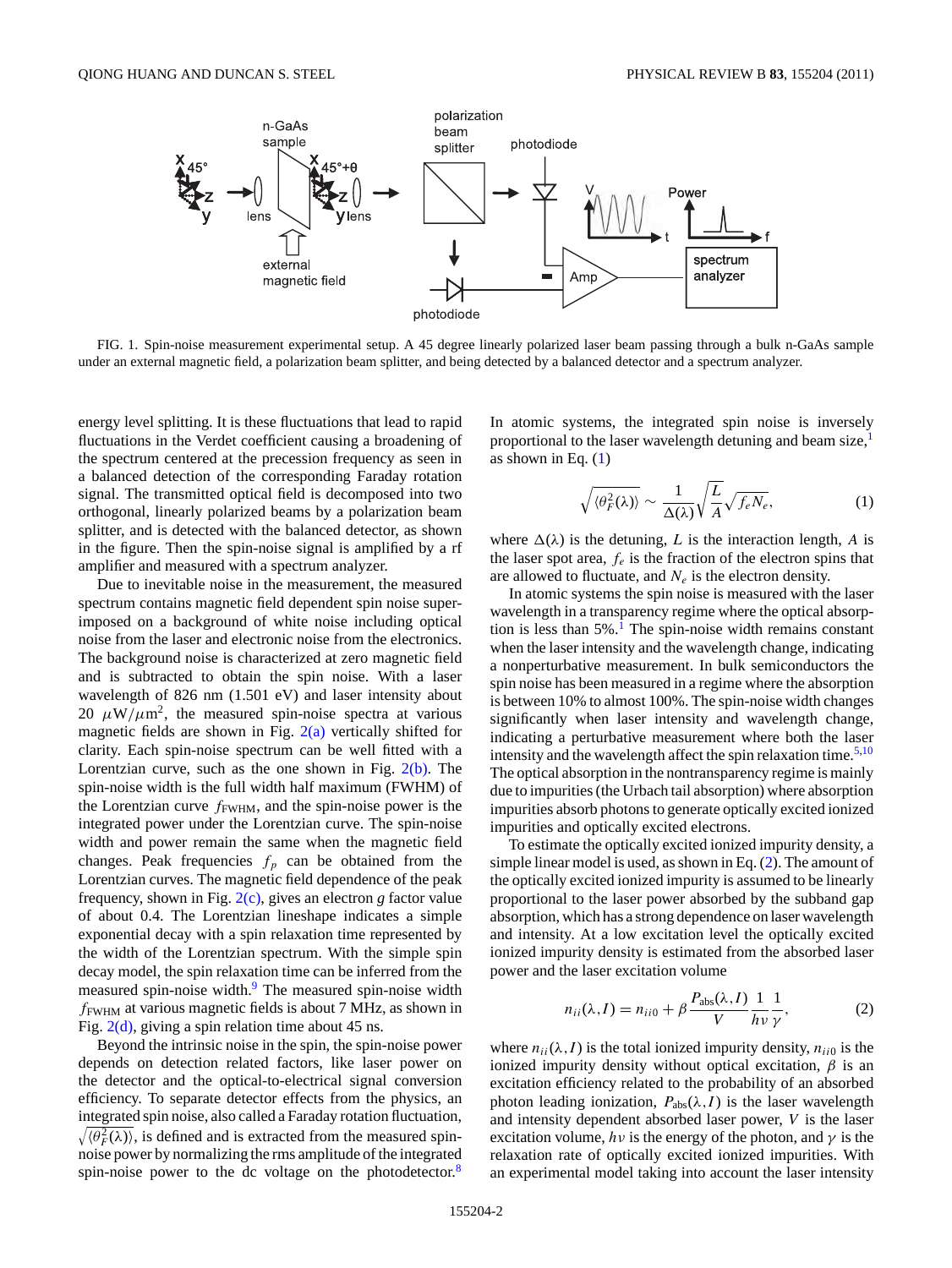FIG. 1. Spin-noise measurement experimental setup. A 45 degree linearly polarized laser beam passing through a bulk n-GaAs sample under an external magnetic field, a polarization beam splitter, and being detected by a balanced detector and a spectrum analyzer.

energy level splitting. It is these fluctuations that lead to rapid fluctuations in the Verdet coefficient causing a broadening of the spectrum centered at the precession frequency as seen in a balanced detection of the corresponding Faraday rotation signal. The transmitted optical field is decomposed into two orthogonal, linearly polarized beams by a polarization beam splitter, and is detected with the balanced detector, as shown in the figure. Then the spin-noise signal is amplified by a rf amplifier and measured with a spectrum analyzer.

Due to inevitable noise in the measurement, the measured spectrum contains magnetic field dependent spin noise superimposed on a background of white noise including optical noise from the laser and electronic noise from the electronics. The background noise is characterized at zero magnetic field and is subtracted to obtain the spin noise. With a laser wavelength of 826 nm (1.501 eV) and laser intensity about 20 $\mu W/\mu m^2$, the measured spin-noise spectra at various magnetic fields are shown in Fig. 2(a) vertically shifted for clarity. Each spin-noise spectrum can be well fitted with a Lorentzian curve, such as the one shown in Fig. 2(b). The spin-noise width is the full width half maximum (FWHM) of the Lorentzian curve $f_{\rm FWHM}$, and the spin-noise power is the integrated power under the Lorentzian curve. The spin-noise width and power remain the same when the magnetic field changes. Peak frequencies $f_p$ can be obtained from the Lorentzian curves. The magnetic field dependence of the peak frequency, shown in Fig. 2(c), gives an electron $g$ factor value of about 0.4. The Lorentzian lineshape indicates a simple exponential decay with a spin relaxation time represented by the width of the Lorentzian spectrum. With the simple spin decay model, the spin relaxation time can be inferred from the measured spin-noise width.[9] The measured spin-noise width $f_{\rm FWHM}$ at various magnetic fields is about 7 MHz, as shown in Fig. 2(d), giving a spin relation time about 45 ns.

Beyond the intrinsic noise in the spin, the spin-noise power depends on detection related factors, like laser power on the detector and the optical-to-electrical signal conversion efficiency. To separate detector effects from the physics, an integrated spin noise, also called a Faraday rotation fluctuation, $\sqrt{\langle\theta_F^2(\lambda)\rangle}$, is defined and is extracted from the measured spin-noise power by normalizing the rms amplitude of the integrated spin-noise power to the dc voltage on the photodetector.[8] In atomic systems, the integrated spin noise is inversely proportional to the laser wavelength detuning and beam size,[1] as shown in Eq. (1)

$$\sqrt{\langle\theta_F^2(\lambda)\rangle} \sim \frac{1}{\Delta(\lambda)}\sqrt{\frac{L}{A}}\sqrt{f_e N_e}, \tag{1}$$

where $\Delta(\lambda)$ is the detuning, $L$ is the interaction length, $A$ is the laser spot area, $f_e$ is the fraction of the electron spins that are allowed to fluctuate, and $N_e$ is the electron density.

In atomic systems the spin noise is measured with the laser wavelength in a transparency regime where the optical absorption is less than 5%.[1] The spin-noise width remains constant when the laser intensity and the wavelength change, indicating a nonperturbative measurement. In bulk semiconductors the spin noise has been measured in a regime where the absorption is between 10% to almost 100%. The spin-noise width changes significantly when laser intensity and wavelength change, indicating a perturbative measurement where both the laser intensity and the wavelength affect the spin relaxation time.[5,10] The optical absorption in the nontransparency regime is mainly due to impurities (the Urbach tail absorption) where absorption impurities absorb photons to generate optically excited ionized impurities and optically excited electrons.

To estimate the optically excited ionized impurity density, a simple linear model is used, as shown in Eq. (2). The amount of the optically excited ionized impurity is assumed to be linearly proportional to the laser power absorbed by the subband gap absorption, which has a strong dependence on laser wavelength and intensity. At a low excitation level the optically excited ionized impurity density is estimated from the absorbed laser power and the laser excitation volume

$$n_{ii}(\lambda, I) = n_{ii0} + \beta\frac{P_{\rm abs}(\lambda, I)}{V}\frac{1}{h\nu}\frac{1}{\gamma}, \tag{2}$$

where $n_{ii}(\lambda, I)$ is the total ionized impurity density, $n_{ii0}$ is the ionized impurity density without optical excitation, $\beta$ is an excitation efficiency related to the probability of an absorbed photon leading ionization, $P_{\rm abs}(\lambda, I)$ is the laser wavelength and intensity dependent absorbed laser power, $V$ is the laser excitation volume, $h\nu$ is the energy of the photon, and $\gamma$ is the relaxation rate of optically excited ionized impurities. With an experimental model taking into account the laser intensity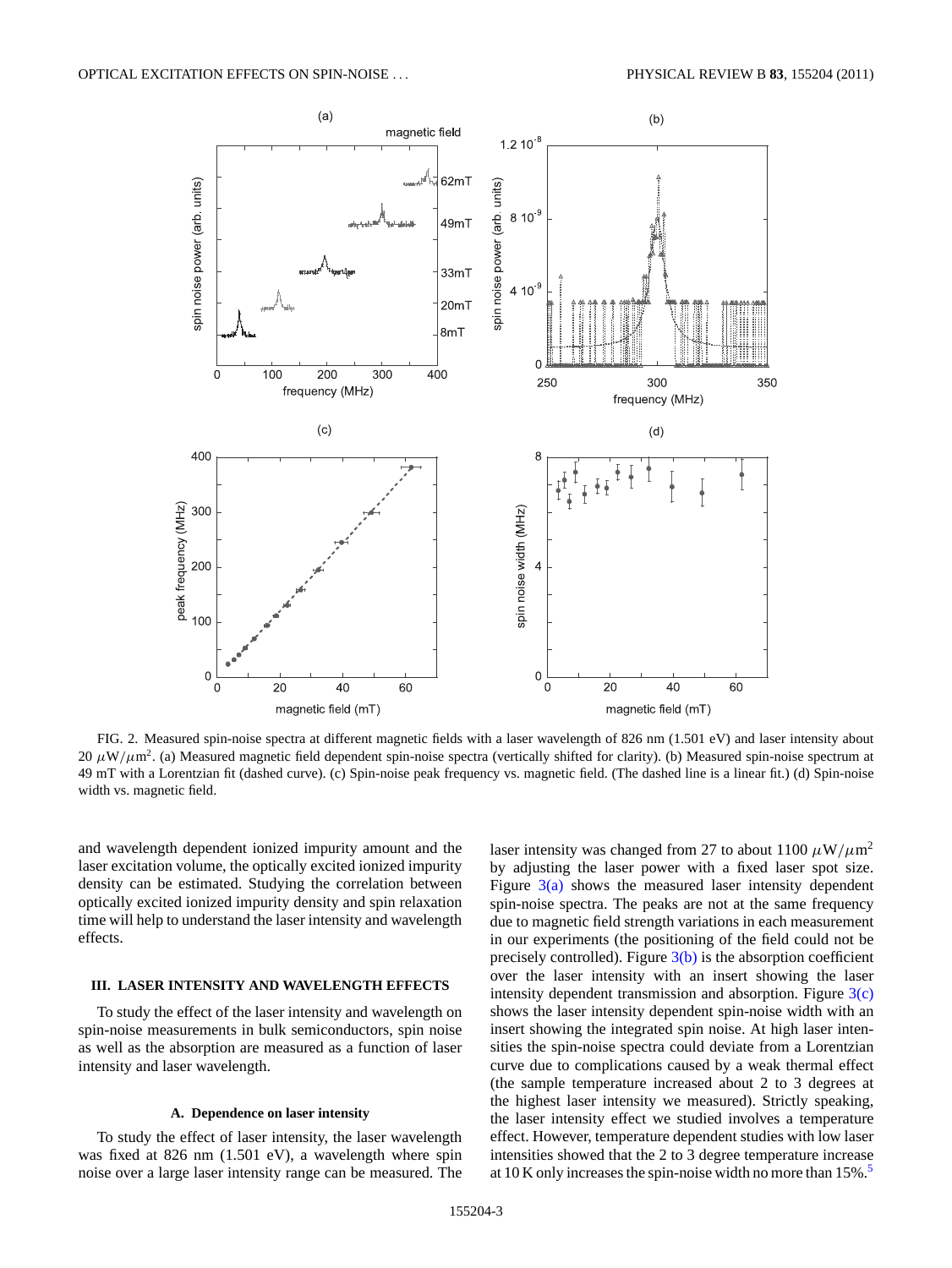FIG. 2. Measured spin-noise spectra at different magnetic fields with a laser wavelength of 826 nm (1.501 eV) and laser intensity about 20 $\mu$W/$\mu$m$^2$. (a) Measured magnetic field dependent spin-noise spectra (vertically shifted for clarity). (b) Measured spin-noise spectrum at 49 mT with a Lorentzian fit (dashed curve). (c) Spin-noise peak frequency vs. magnetic field. (The dashed line is a linear fit.) (d) Spin-noise width vs. magnetic field.

and wavelength dependent ionized impurity amount and the laser excitation volume, the optically excited ionized impurity density can be estimated. Studying the correlation between optically excited ionized impurity density and spin relaxation time will help to understand the laser intensity and wavelength effects.

## III. LASER INTENSITY AND WAVELENGTH EFFECTS

To study the effect of the laser intensity and wavelength on spin-noise measurements in bulk semiconductors, spin noise as well as the absorption are measured as a function of laser intensity and laser wavelength.

### A. Dependence on laser intensity

To study the effect of laser intensity, the laser wavelength was fixed at 826 nm (1.501 eV), a wavelength where spin noise over a large laser intensity range can be measured. The laser intensity was changed from 27 to about 1100 $\mu$W/$\mu$m$^2$ by adjusting the laser power with a fixed laser spot size. Figure 3(a) shows the measured laser intensity dependent spin-noise spectra. The peaks are not at the same frequency due to magnetic field strength variations in each measurement in our experiments (the positioning of the field could not be precisely controlled). Figure 3(b) is the absorption coefficient over the laser intensity with an insert showing the laser intensity dependent transmission and absorption. Figure 3(c) shows the laser intensity dependent spin-noise width with an insert showing the integrated spin noise. At high laser intensities the spin-noise spectra could deviate from a Lorentzian curve due to complications caused by a weak thermal effect (the sample temperature increased about 2 to 3 degrees at the highest laser intensity we measured). Strictly speaking, the laser intensity effect we studied involves a temperature effect. However, temperature dependent studies with low laser intensities showed that the 2 to 3 degree temperature increase at 10 K only increases the spin-noise width no more than 15%.[5]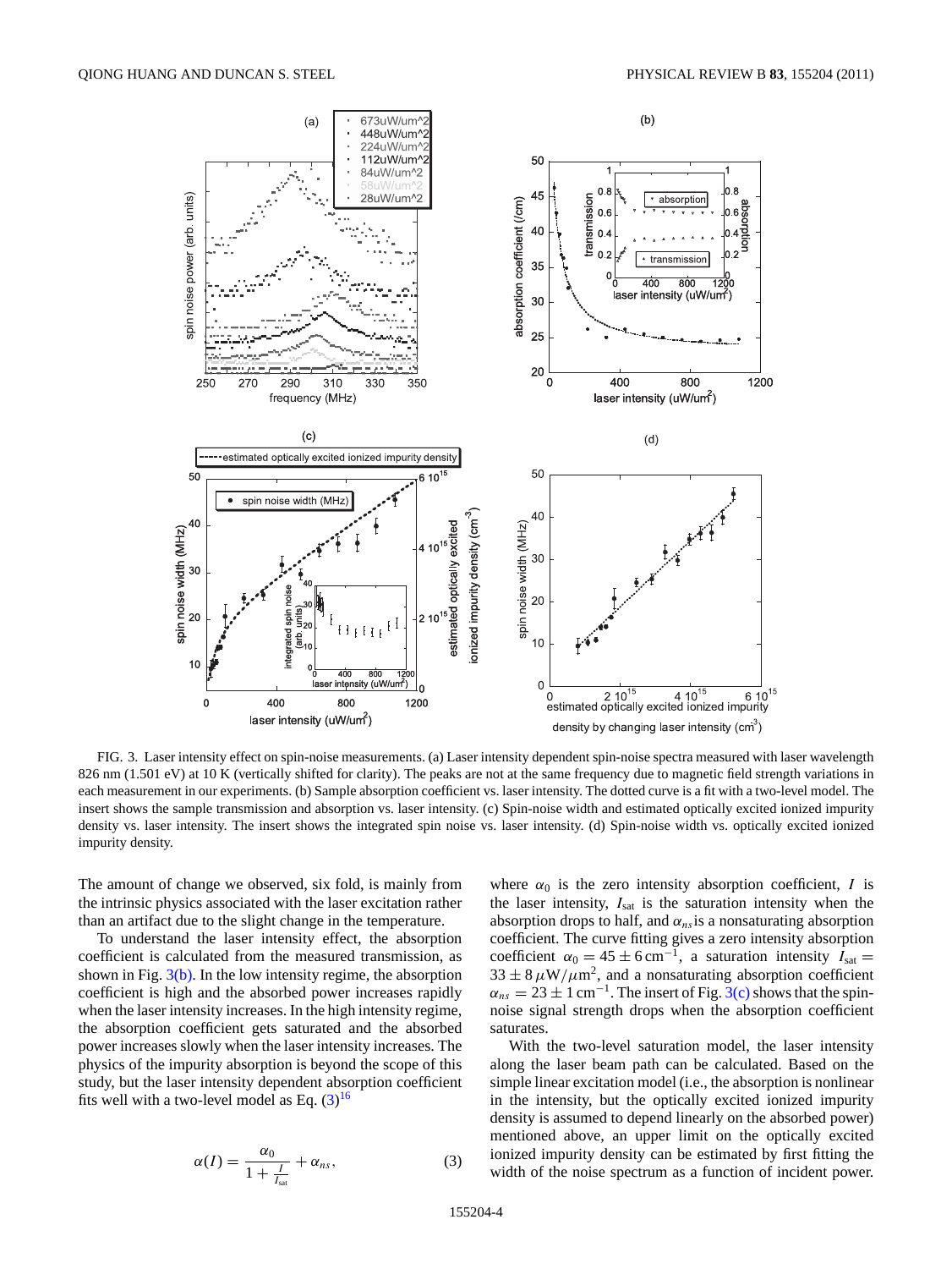FIG. 3. Laser intensity effect on spin-noise measurements. (a) Laser intensity dependent spin-noise spectra measured with laser wavelength 826 nm (1.501 eV) at 10 K (vertically shifted for clarity). The peaks are not at the same frequency due to magnetic field strength variations in each measurement in our experiments. (b) Sample absorption coefficient vs. laser intensity. The dotted curve is a fit with a two-level model. The insert shows the sample transmission and absorption vs. laser intensity. (c) Spin-noise width and estimated optically excited ionized impurity density vs. laser intensity. The insert shows the integrated spin noise vs. laser intensity. (d) Spin-noise width vs. optically excited ionized impurity density.

The amount of change we observed, six fold, is mainly from the intrinsic physics associated with the laser excitation rather than an artifact due to the slight change in the temperature.

To understand the laser intensity effect, the absorption coefficient is calculated from the measured transmission, as shown in Fig. 3(b). In the low intensity regime, the absorption coefficient is high and the absorbed power increases rapidly when the laser intensity increases. In the high intensity regime, the absorption coefficient gets saturated and the absorbed power increases slowly when the laser intensity increases. The physics of the impurity absorption is beyond the scope of this study, but the laser intensity dependent absorption coefficient fits well with a two-level model as Eq. (3)[16]

$$\alpha(I) = \frac{\alpha_0}{1 + \frac{I}{I_{sat}}} + \alpha_{ns}, \tag{3}$$

where $\alpha_0$ is the zero intensity absorption coefficient, $I$ is the laser intensity, $I_{sat}$ is the saturation intensity when the absorption drops to half, and $\alpha_{ns}$ is a nonsaturating absorption coefficient. The curve fitting gives a zero intensity absorption coefficient $\alpha_0 = 45 \pm 6\,\text{cm}^{-1}$, a saturation intensity $I_{sat} = 33 \pm 8\,\mu\text{W}/\mu\text{m}^2$, and a nonsaturating absorption coefficient $\alpha_{ns} = 23 \pm 1\,\text{cm}^{-1}$. The insert of Fig. 3(c) shows that the spin-noise signal strength drops when the absorption coefficient saturates.

With the two-level saturation model, the laser intensity along the laser beam path can be calculated. Based on the simple linear excitation model (i.e., the absorption is nonlinear in the intensity, but the optically excited ionized impurity density is assumed to depend linearly on the absorbed power) mentioned above, an upper limit on the optically excited ionized impurity density can be estimated by first fitting the width of the noise spectrum as a function of incident power.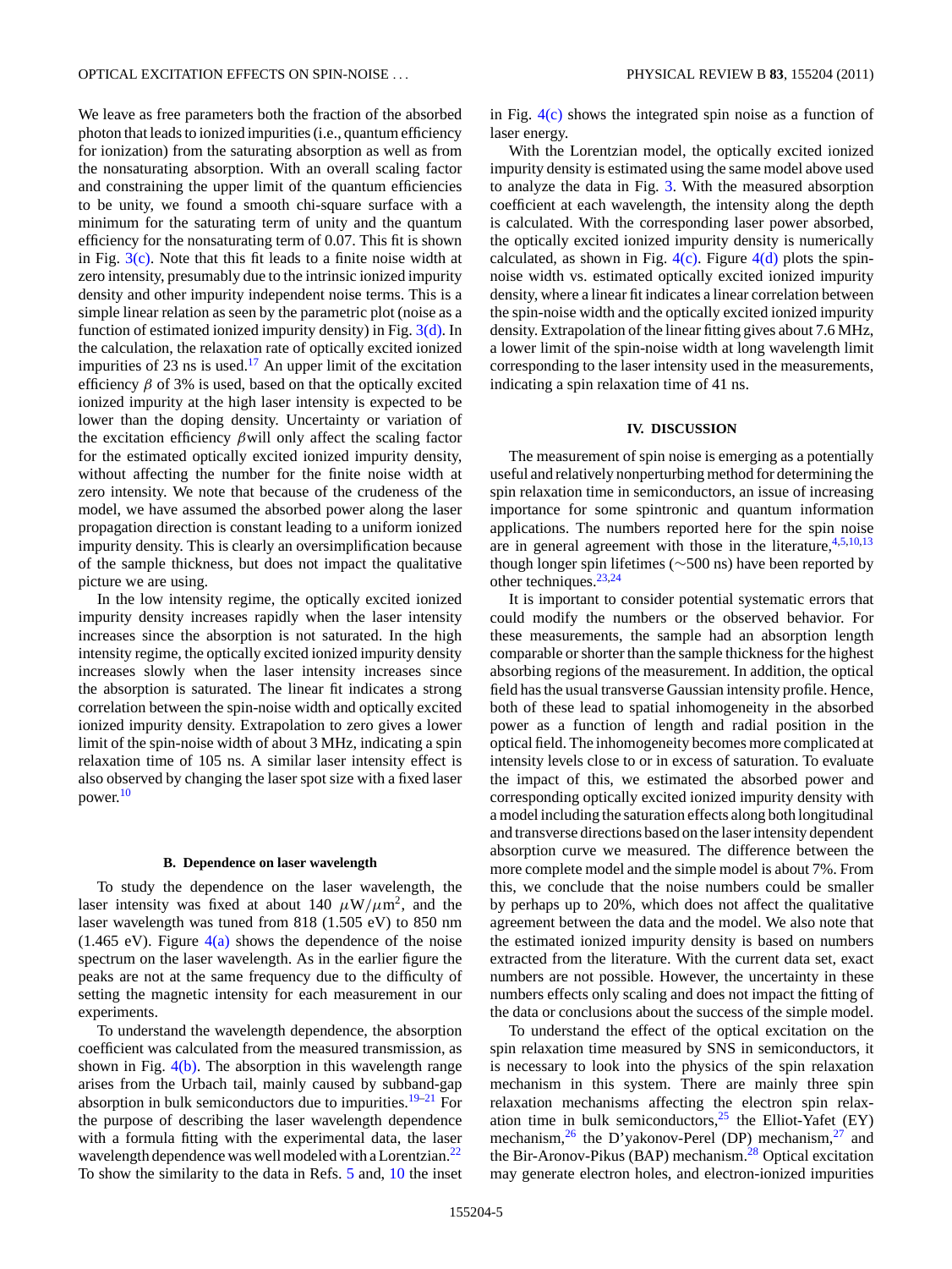We leave as free parameters both the fraction of the absorbed photon that leads to ionized impurities (i.e., quantum efficiency for ionization) from the saturating absorption as well as from the nonsaturating absorption. With an overall scaling factor and constraining the upper limit of the quantum efficiencies to be unity, we found a smooth chi-square surface with a minimum for the saturating term of unity and the quantum efficiency for the nonsaturating term of 0.07. This fit is shown in Fig. 3(c). Note that this fit leads to a finite noise width at zero intensity, presumably due to the intrinsic ionized impurity density and other impurity independent noise terms. This is a simple linear relation as seen by the parametric plot (noise as a function of estimated ionized impurity density) in Fig. 3(d). In the calculation, the relaxation rate of optically excited ionized impurities of 23 ns is used.[17] An upper limit of the excitation efficiency $\beta$ of 3% is used, based on that the optically excited ionized impurity at the high laser intensity is expected to be lower than the doping density. Uncertainty or variation of the excitation efficiency $\beta$will only affect the scaling factor for the estimated optically excited ionized impurity density, without affecting the number for the finite noise width at zero intensity. We note that because of the crudeness of the model, we have assumed the absorbed power along the laser propagation direction is constant leading to a uniform ionized impurity density. This is clearly an oversimplification because of the sample thickness, but does not impact the qualitative picture we are using.

In the low intensity regime, the optically excited ionized impurity density increases rapidly when the laser intensity increases since the absorption is not saturated. In the high intensity regime, the optically excited ionized impurity density increases slowly when the laser intensity increases since the absorption is saturated. The linear fit indicates a strong correlation between the spin-noise width and optically excited ionized impurity density. Extrapolation to zero gives a lower limit of the spin-noise width of about 3 MHz, indicating a spin relaxation time of 105 ns. A similar laser intensity effect is also observed by changing the laser spot size with a fixed laser power.[10]

### B. Dependence on laser wavelength

To study the dependence on the laser wavelength, the laser intensity was fixed at about 140 $\mu$W/$\mu$m$^2$, and the laser wavelength was tuned from 818 (1.505 eV) to 850 nm (1.465 eV). Figure 4(a) shows the dependence of the noise spectrum on the laser wavelength. As in the earlier figure the peaks are not at the same frequency due to the difficulty of setting the magnetic intensity for each measurement in our experiments.

To understand the wavelength dependence, the absorption coefficient was calculated from the measured transmission, as shown in Fig. 4(b). The absorption in this wavelength range arises from the Urbach tail, mainly caused by subband-gap absorption in bulk semiconductors due to impurities.[19–21] For the purpose of describing the laser wavelength dependence with a formula fitting with the experimental data, the laser wavelength dependence was well modeled with a Lorentzian.[22] To show the similarity to the data in Refs. 5 and, 10 the inset in Fig. 4(c) shows the integrated spin noise as a function of laser energy.

With the Lorentzian model, the optically excited ionized impurity density is estimated using the same model above used to analyze the data in Fig. 3. With the measured absorption coefficient at each wavelength, the intensity along the depth is calculated. With the corresponding laser power absorbed, the optically excited ionized impurity density is numerically calculated, as shown in Fig. 4(c). Figure 4(d) plots the spin-noise width vs. estimated optically excited ionized impurity density, where a linear fit indicates a linear correlation between the spin-noise width and the optically excited ionized impurity density. Extrapolation of the linear fitting gives about 7.6 MHz, a lower limit of the spin-noise width at long wavelength limit corresponding to the laser intensity used in the measurements, indicating a spin relaxation time of 41 ns.

## IV. DISCUSSION

The measurement of spin noise is emerging as a potentially useful and relatively nonperturbing method for determining the spin relaxation time in semiconductors, an issue of increasing importance for some spintronic and quantum information applications. The numbers reported here for the spin noise are in general agreement with those in the literature,[4,5,10,13] though longer spin lifetimes (∼500 ns) have been reported by other techniques.[23,24]

It is important to consider potential systematic errors that could modify the numbers or the observed behavior. For these measurements, the sample had an absorption length comparable or shorter than the sample thickness for the highest absorbing regions of the measurement. In addition, the optical field has the usual transverse Gaussian intensity profile. Hence, both of these lead to spatial inhomogeneity in the absorbed power as a function of length and radial position in the optical field. The inhomogeneity becomes more complicated at intensity levels close to or in excess of saturation. To evaluate the impact of this, we estimated the absorbed power and corresponding optically excited ionized impurity density with a model including the saturation effects along both longitudinal and transverse directions based on the laser intensity dependent absorption curve we measured. The difference between the more complete model and the simple model is about 7%. From this, we conclude that the noise numbers could be smaller by perhaps up to 20%, which does not affect the qualitative agreement between the data and the model. We also note that the estimated ionized impurity density is based on numbers extracted from the literature. With the current data set, exact numbers are not possible. However, the uncertainty in these numbers effects only scaling and does not impact the fitting of the data or conclusions about the success of the simple model.

To understand the effect of the optical excitation on the spin relaxation time measured by SNS in semiconductors, it is necessary to look into the physics of the spin relaxation mechanism in this system. There are mainly three spin relaxation mechanisms affecting the electron spin relaxation time in bulk semiconductors,[25] the Elliot-Yafet (EY) mechanism,[26] the D'yakonov-Perel (DP) mechanism,[27] and the Bir-Aronov-Pikus (BAP) mechanism.[28] Optical excitation may generate electron holes, and electron-ionized impurities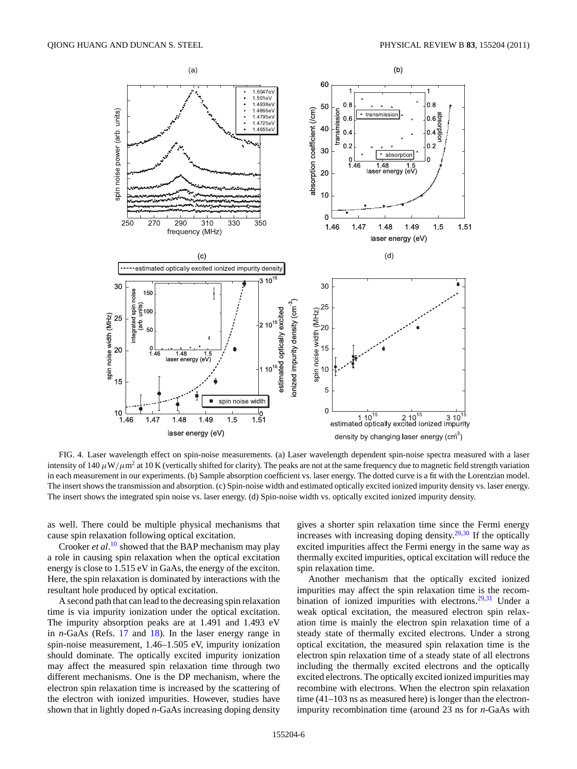FIG. 4. Laser wavelength effect on spin-noise measurements. (a) Laser wavelength dependent spin-noise spectra measured with a laser intensity of 140 $\mu$W/$\mu$m$^2$ at 10 K (vertically shifted for clarity). The peaks are not at the same frequency due to magnetic field strength variation in each measurement in our experiments. (b) Sample absorption coefficient vs. laser energy. The dotted curve is a fit with the Lorentzian model. The insert shows the transmission and absorption. (c) Spin-noise width and estimated optically excited ionized impurity density vs. laser energy. The insert shows the integrated spin noise vs. laser energy. (d) Spin-noise width vs. optically excited ionized impurity density.

as well. There could be multiple physical mechanisms that cause spin relaxation following optical excitation.

Crooker *et al.*[10] showed that the BAP mechanism may play a role in causing spin relaxation when the optical excitation energy is close to 1.515 eV in GaAs, the energy of the exciton. Here, the spin relaxation is dominated by interactions with the resultant hole produced by optical excitation.

A second path that can lead to the decreasing spin relaxation time is via impurity ionization under the optical excitation. The impurity absorption peaks are at 1.491 and 1.493 eV in *n*-GaAs (Refs. 17 and 18). In the laser energy range in spin-noise measurement, 1.46–1.505 eV, impurity ionization should dominate. The optically excited impurity ionization may affect the measured spin relaxation time through two different mechanisms. One is the DP mechanism, where the electron spin relaxation time is increased by the scattering of the electron with ionized impurities. However, studies have shown that in lightly doped *n*-GaAs increasing doping density gives a shorter spin relaxation time since the Fermi energy increases with increasing doping density.[29,30] If the optically excited impurities affect the Fermi energy in the same way as thermally excited impurities, optical excitation will reduce the spin relaxation time.

Another mechanism that the optically excited ionized impurities may affect the spin relaxation time is the recombination of ionized impurities with electrons.[29,31] Under a weak optical excitation, the measured electron spin relaxation time is mainly the electron spin relaxation time of a steady state of thermally excited electrons. Under a strong optical excitation, the measured spin relaxation time is the electron spin relaxation time of a steady state of all electrons including the thermally excited electrons and the optically excited electrons. The optically excited ionized impurities may recombine with electrons. When the electron spin relaxation time (41–103 ns as measured here) is longer than the electron-impurity recombination time (around 23 ns for *n*-GaAs with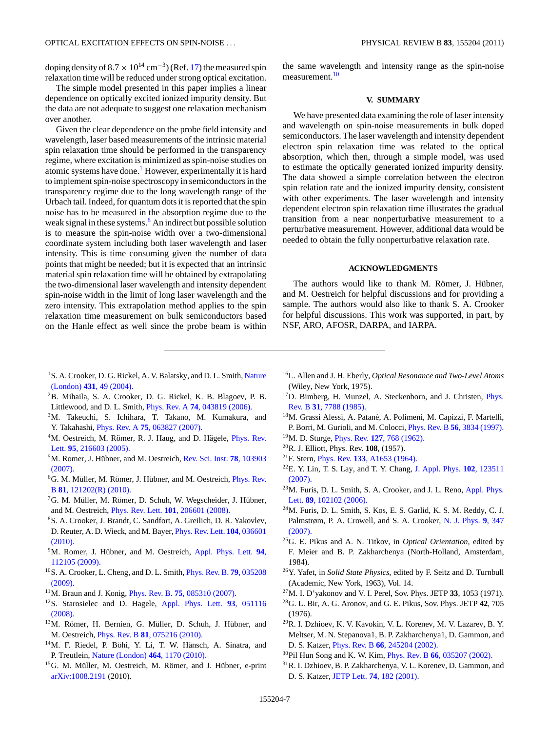doping density of $8.7 \times 10^{14}$ cm$^{-3}$) (Ref. [17]) the measured spin relaxation time will be reduced under strong optical excitation.

The simple model presented in this paper implies a linear dependence on optically excited ionized impurity density. But the data are not adequate to suggest one relaxation mechanism over another.

Given the clear dependence on the probe field intensity and wavelength, laser based measurements of the intrinsic material spin relaxation time should be performed in the transparency regime, where excitation is minimized as spin-noise studies on atomic systems have done.[1] However, experimentally it is hard to implement spin-noise spectroscopy in semiconductors in the transparency regime due to the long wavelength range of the Urbach tail. Indeed, for quantum dots it is reported that the spin noise has to be measured in the absorption regime due to the weak signal in these systems.[8] An indirect but possible solution is to measure the spin-noise width over a two-dimensional coordinate system including both laser wavelength and laser intensity. This is time consuming given the number of data points that might be needed; but it is expected that an intrinsic material spin relaxation time will be obtained by extrapolating the two-dimensional laser wavelength and intensity dependent spin-noise width in the limit of long laser wavelength and the zero intensity. This extrapolation method applies to the spin relaxation time measurement on bulk semiconductors based on the Hanle effect as well since the probe beam is within the same wavelength and intensity range as the spin-noise measurement.[10]

## V. SUMMARY

We have presented data examining the role of laser intensity and wavelength on spin-noise measurements in bulk doped semiconductors. The laser wavelength and intensity dependent electron spin relaxation time was related to the optical absorption, which then, through a simple model, was used to estimate the optically generated ionized impurity density. The data showed a simple correlation between the electron spin relation rate and the ionized impurity density, consistent with other experiments. The laser wavelength and intensity dependent electron spin relaxation time illustrates the gradual transition from a near nonperturbative measurement to a perturbative measurement. However, additional data would be needed to obtain the fully nonperturbative relaxation rate.

## ACKNOWLEDGMENTS

The authors would like to thank M. Römer, J. Hübner, and M. Oestreich for helpful discussions and for providing a sample. The authors would also like to thank S. A. Crooker for helpful discussions. This work was supported, in part, by NSF, ARO, AFOSR, DARPA, and IARPA.

---

[1] S. A. Crooker, D. G. Rickel, A. V. Balatsky, and D. L. Smith, Nature (London) **431**, 49 (2004).

[2] B. Mihaila, S. A. Crooker, D. G. Rickel, K. B. Blagoev, P. B. Littlewood, and D. L. Smith, Phys. Rev. A **74**, 043819 (2006).

[3] M. Takeuchi, S. Ichihara, T. Takano, M. Kumakura, and Y. Takahashi, Phys. Rev. A **75**, 063827 (2007).

[4] M. Oestreich, M. Römer, R. J. Haug, and D. Hägele, Phys. Rev. Lett. **95**, 216603 (2005).

[5] M. Romer, J. Hübner, and M. Oestreich, Rev. Sci. Inst. **78**, 103903 (2007).

[6] G. M. Müller, M. Römer, J. Hübner, and M. Oestreich, Phys. Rev. B **81**, 121202(R) (2010).

[7] G. M. Müller, M. Römer, D. Schuh, W. Wegscheider, J. Hübner, and M. Oestreich, Phys. Rev. Lett. **101**, 206601 (2008).

[8] S. A. Crooker, J. Brandt, C. Sandfort, A. Greilich, D. R. Yakovlev, D. Reuter, A. D. Wieck, and M. Bayer, Phys. Rev. Lett. **104**, 036601 (2010).

[9] M. Romer, J. Hübner, and M. Oestreich, Appl. Phys. Lett. **94**, 112105 (2009).

[10] S. A. Crooker, L. Cheng, and D. L. Smith, Phys. Rev. B. **79**, 035208 (2009).

[11] M. Braun and J. Konig, Phys. Rev. B. **75**, 085310 (2007).

[12] S. Starosielec and D. Hagele, Appl. Phys. Lett. **93**, 051116 (2008).

[13] M. Römer, H. Bernien, G. Müller, D. Schuh, J. Hübner, and M. Oestreich, Phys. Rev. B **81**, 075216 (2010).

[14] M. F. Riedel, P. Böhi, Y. Li, T. W. Hänsch, A. Sinatra, and P. Treutlein, Nature (London) **464**, 1170 (2010).

[15] G. M. Müller, M. Oestreich, M. Römer, and J. Hübner, e-print arXiv:1008.2191 (2010).

[16] L. Allen and J. H. Eberly, *Optical Resonance and Two-Level Atoms* (Wiley, New York, 1975).

[17] D. Bimberg, H. Munzel, A. Steckenborn, and J. Christen, Phys. Rev. B **31**, 7788 (1985).

[18] M. Grassi Alessi, A. Patanè, A. Polimeni, M. Capizzi, F. Martelli, P. Borri, M. Gurioli, and M. Colocci, Phys. Rev. B **56**, 3834 (1997).

[19] M. D. Sturge, Phys. Rev. **127**, 768 (1962).

[20] R. J. Elliott, Phys. Rev. **108**, (1957).

[21] F. Stern, Phys. Rev. **133**, A1653 (1964).

[22] E. Y. Lin, T. S. Lay, and T. Y. Chang, J. Appl. Phys. **102**, 123511 (2007).

[23] M. Furis, D. L. Smith, S. A. Crooker, and J. L. Reno, Appl. Phys. Lett. **89**, 102102 (2006).

[24] M. Furis, D. L. Smith, S. Kos, E. S. Garlid, K. S. M. Reddy, C. J. Palmstrøm, P. A. Crowell, and S. A. Crooker, N. J. Phys. **9**, 347 (2007).

[25] G. E. Pikus and A. N. Titkov, in *Optical Orientation*, edited by F. Meier and B. P. Zakharchenya (North-Holland, Amsterdam, 1984).

[26] Y. Yafet, in *Solid State Physics*, edited by F. Seitz and D. Turnbull (Academic, New York, 1963), Vol. 14.

[27] M. I. D'yakonov and V. I. Perel, Sov. Phys. JETP **33**, 1053 (1971).

[28] G. L. Bir, A. G. Aronov, and G. E. Pikus, Sov. Phys. JETP **42**, 705 (1976).

[29] R. I. Dzhioev, K. V. Kavokin, V. L. Korenev, M. V. Lazarev, B. Y. Meltser, M. N. Stepanova1, B. P. Zakharchenya1, D. Gammon, and D. S. Katzer, Phys. Rev. B **66**, 245204 (2002).

[30] Pil Hun Song and K. W. Kim, Phys. Rev. B **66**, 035207 (2002).

[31] R. I. Dzhioev, B. P. Zakharchenya, V. L. Korenev, D. Gammon, and D. S. Katzer, JETP Lett. **74**, 182 (2001).